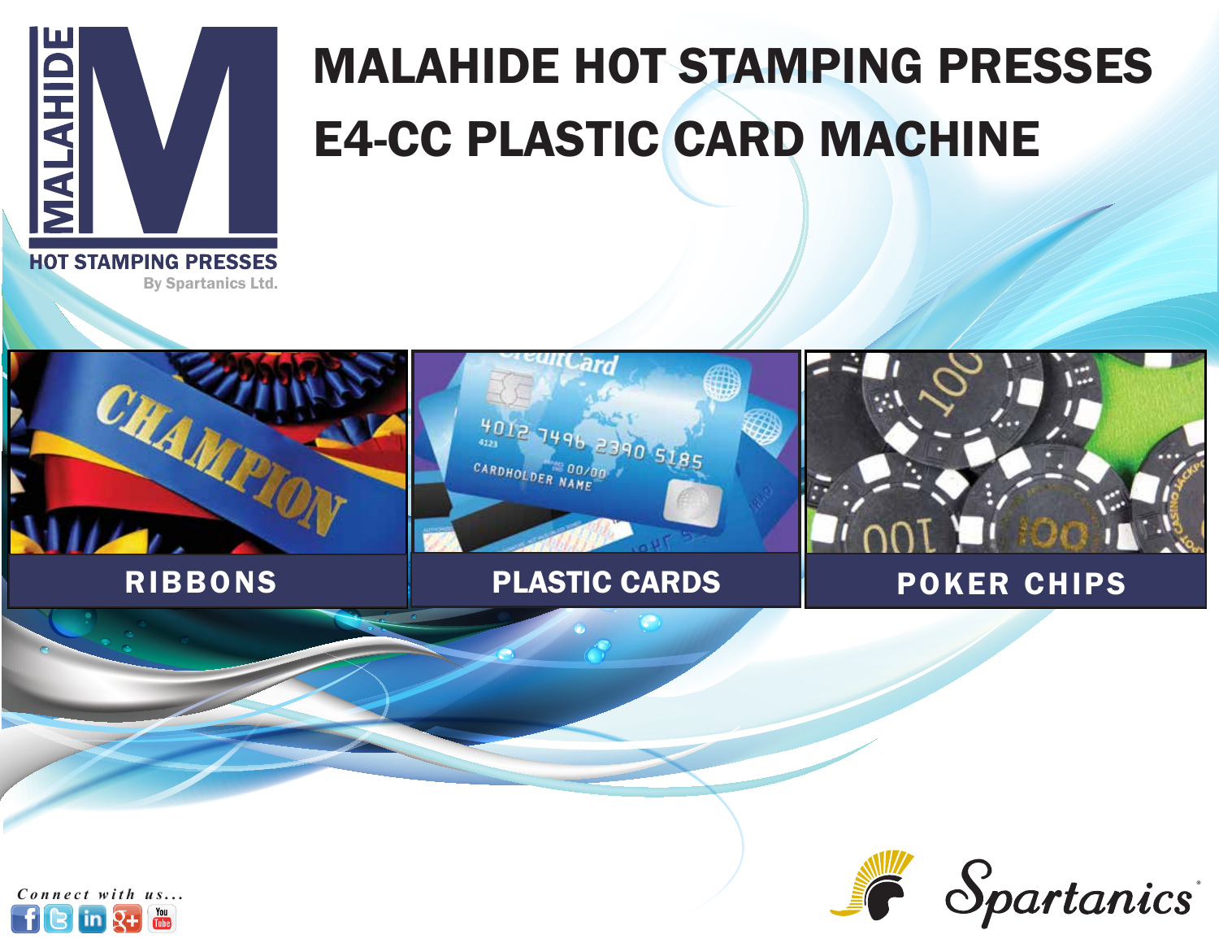MALAHIDE

HOT STAMPING PRESSES

By Spartanics Ltd.

# MALAHIDE HOT STAMPING PRESSES

# E4-CC PLASTIC CARD MACHINE

RIBBONS

PLASTIC CARDS

POKER CHIPS

Connect with us...

Spartanics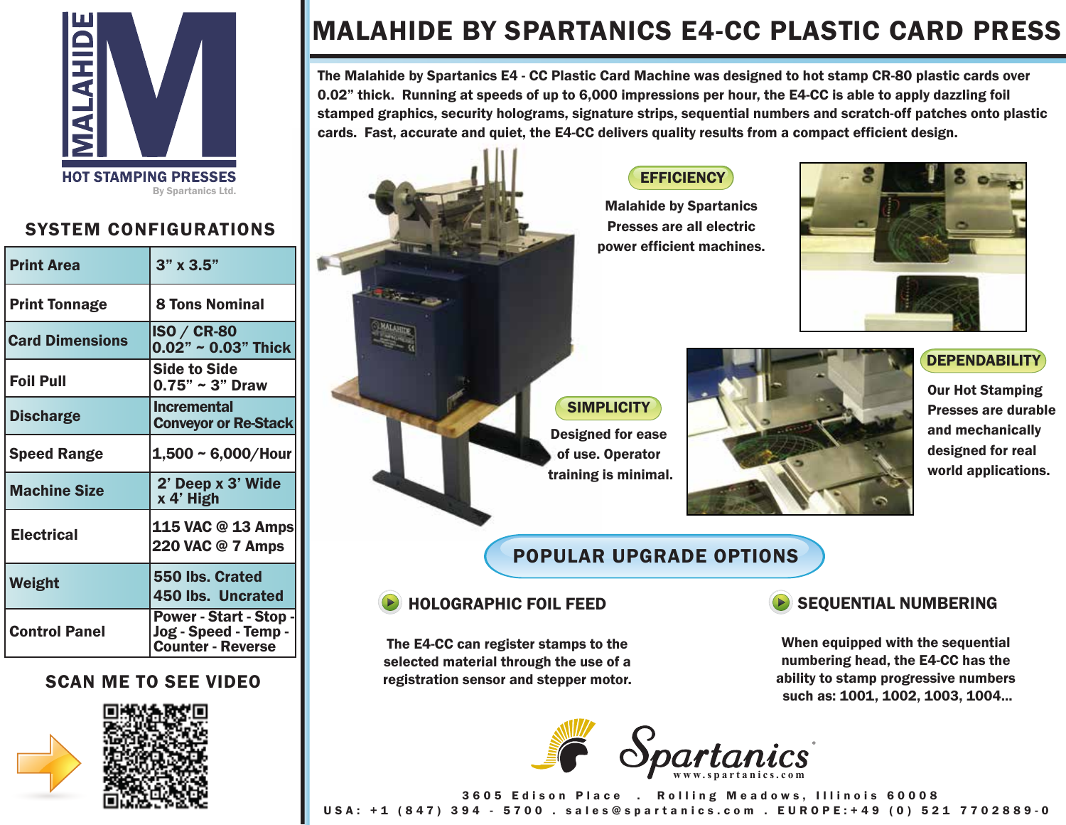MALAHIDE

HOT STAMPING PRESSES

By Spartanics Ltd.

## SYSTEM CONFIGURATIONS

| | |
|---|---|
| Print Area | 3" x 3.5" |
| Print Tonnage | 8 Tons Nominal |
| Card Dimensions | ISO / CR-80<br>0.02" ~ 0.03" Thick |
| Foil Pull | Side to Side<br>0.75" ~ 3" Draw |
| Discharge | Incremental Conveyor or Re-Stack |
| Speed Range | 1,500 ~ 6,000/Hour |
| Machine Size | 2' Deep x 3' Wide x 4' High |
| Electrical | 115 VAC @ 13 Amps<br>220 VAC @ 7 Amps |
| Weight | 550 lbs. Crated<br>450 lbs. Uncrated |
| Control Panel | Power - Start - Stop - Jog - Speed - Temp - Counter - Reverse |

### SCAN ME TO SEE VIDEO

# MALAHIDE BY SPARTANICS E4-CC PLASTIC CARD PRESS

**The Malahide by Spartanics E4 - CC Plastic Card Machine was designed to hot stamp CR-80 plastic cards over 0.02" thick. Running at speeds of up to 6,000 impressions per hour, the E4-CC is able to apply dazzling foil stamped graphics, security holograms, signature strips, sequential numbers and scratch-off patches onto plastic cards. Fast, accurate and quiet, the E4-CC delivers quality results from a compact efficient design.**

### EFFICIENCY

Malahide by Spartanics Presses are all electric power efficient machines.

### SIMPLICITY

Designed for ease of use. Operator training is minimal.

### DEPENDABILITY

Our Hot Stamping Presses are durable and mechanically designed for real world applications.

## POPULAR UPGRADE OPTIONS

### HOLOGRAPHIC FOIL FEED

The E4-CC can register stamps to the selected material through the use of a registration sensor and stepper motor.

### SEQUENTIAL NUMBERING

When equipped with the sequential numbering head, the E4-CC has the ability to stamp progressive numbers such as: 1001, 1002, 1003, 1004...

Spartanics

www.spartanics.com

3605 Edison Place . Rolling Meadows, Illinois 60008

USA: +1 (847) 394 - 5700 . sales@spartanics.com . EUROPE:+49 (0) 521 7702889-0